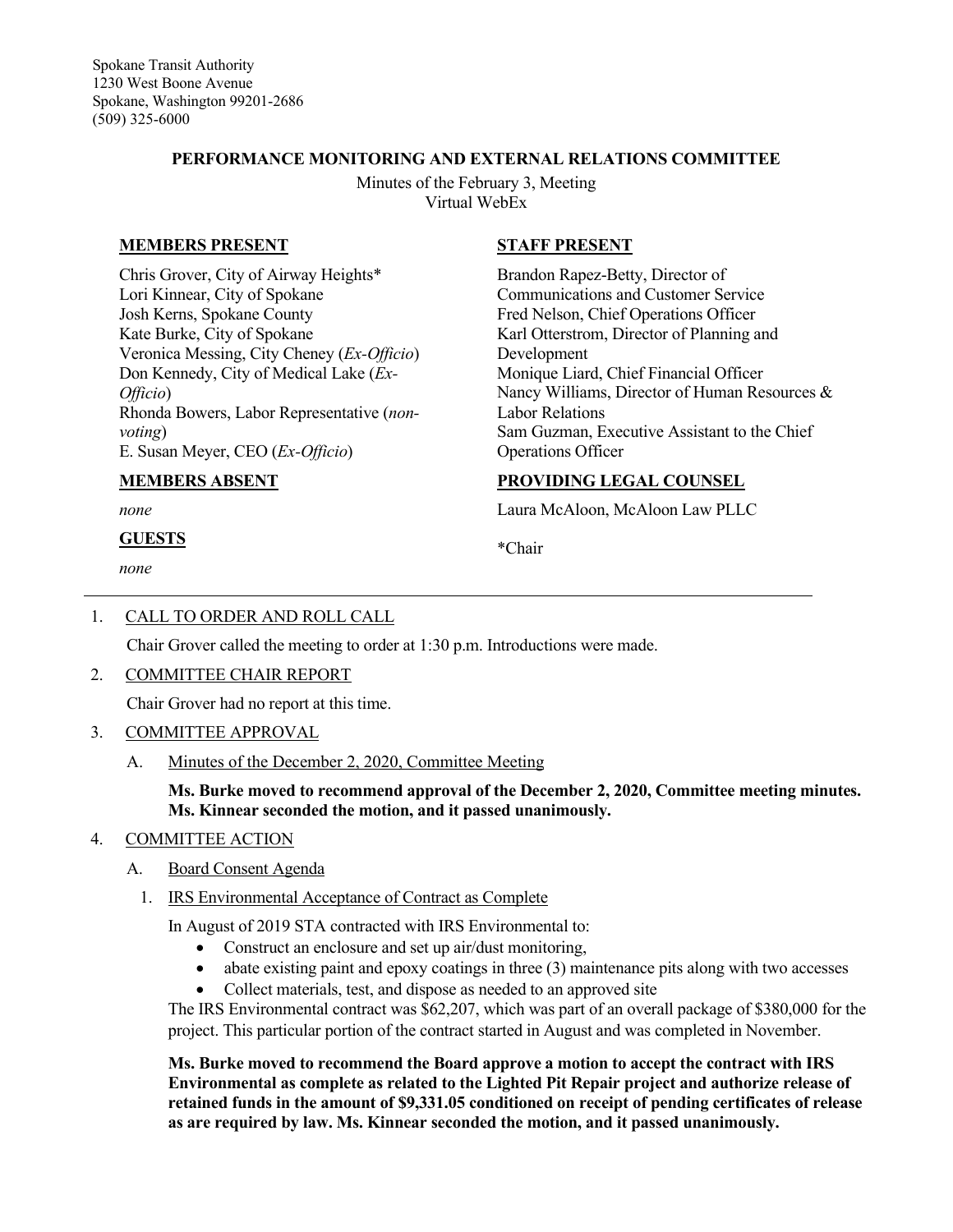Spokane Transit Authority
1230 West Boone Avenue
Spokane, Washington 99201-2686
(509) 325-6000

**PERFORMANCE MONITORING AND EXTERNAL RELATIONS COMMITTEE**

Minutes of the February 3, Meeting
Virtual WebEx

**MEMBERS PRESENT**

Chris Grover, City of Airway Heights*
Lori Kinnear, City of Spokane
Josh Kerns, Spokane County
Kate Burke, City of Spokane
Veronica Messing, City Cheney (*Ex-Officio*)
Don Kennedy, City of Medical Lake (*Ex-Officio*)
Rhonda Bowers, Labor Representative (*non-voting*)
E. Susan Meyer, CEO (*Ex-Officio*)

**MEMBERS ABSENT**

*none*

**GUESTS**

*none*

**STAFF PRESENT**

Brandon Rapez-Betty, Director of Communications and Customer Service
Fred Nelson, Chief Operations Officer
Karl Otterstrom, Director of Planning and Development
Monique Liard, Chief Financial Officer
Nancy Williams, Director of Human Resources & Labor Relations
Sam Guzman, Executive Assistant to the Chief Operations Officer

**PROVIDING LEGAL COUNSEL**

Laura McAloon, McAloon Law PLLC

*Chair

1. CALL TO ORDER AND ROLL CALL

   Chair Grover called the meeting to order at 1:30 p.m. Introductions were made.

2. COMMITTEE CHAIR REPORT

   Chair Grover had no report at this time.

3. COMMITTEE APPROVAL

   A. Minutes of the December 2, 2020, Committee Meeting

      **Ms. Burke moved to recommend approval of the December 2, 2020, Committee meeting minutes. Ms. Kinnear seconded the motion, and it passed unanimously.**

4. COMMITTEE ACTION

   A. Board Consent Agenda

      1. IRS Environmental Acceptance of Contract as Complete

         In August of 2019 STA contracted with IRS Environmental to:
         - Construct an enclosure and set up air/dust monitoring,
         - abate existing paint and epoxy coatings in three (3) maintenance pits along with two accesses
         - Collect materials, test, and dispose as needed to an approved site

         The IRS Environmental contract was $62,207, which was part of an overall package of $380,000 for the project. This particular portion of the contract started in August and was completed in November.

         **Ms. Burke moved to recommend the Board approve a motion to accept the contract with IRS Environmental as complete as related to the Lighted Pit Repair project and authorize release of retained funds in the amount of $9,331.05 conditioned on receipt of pending certificates of release as are required by law. Ms. Kinnear seconded the motion, and it passed unanimously.**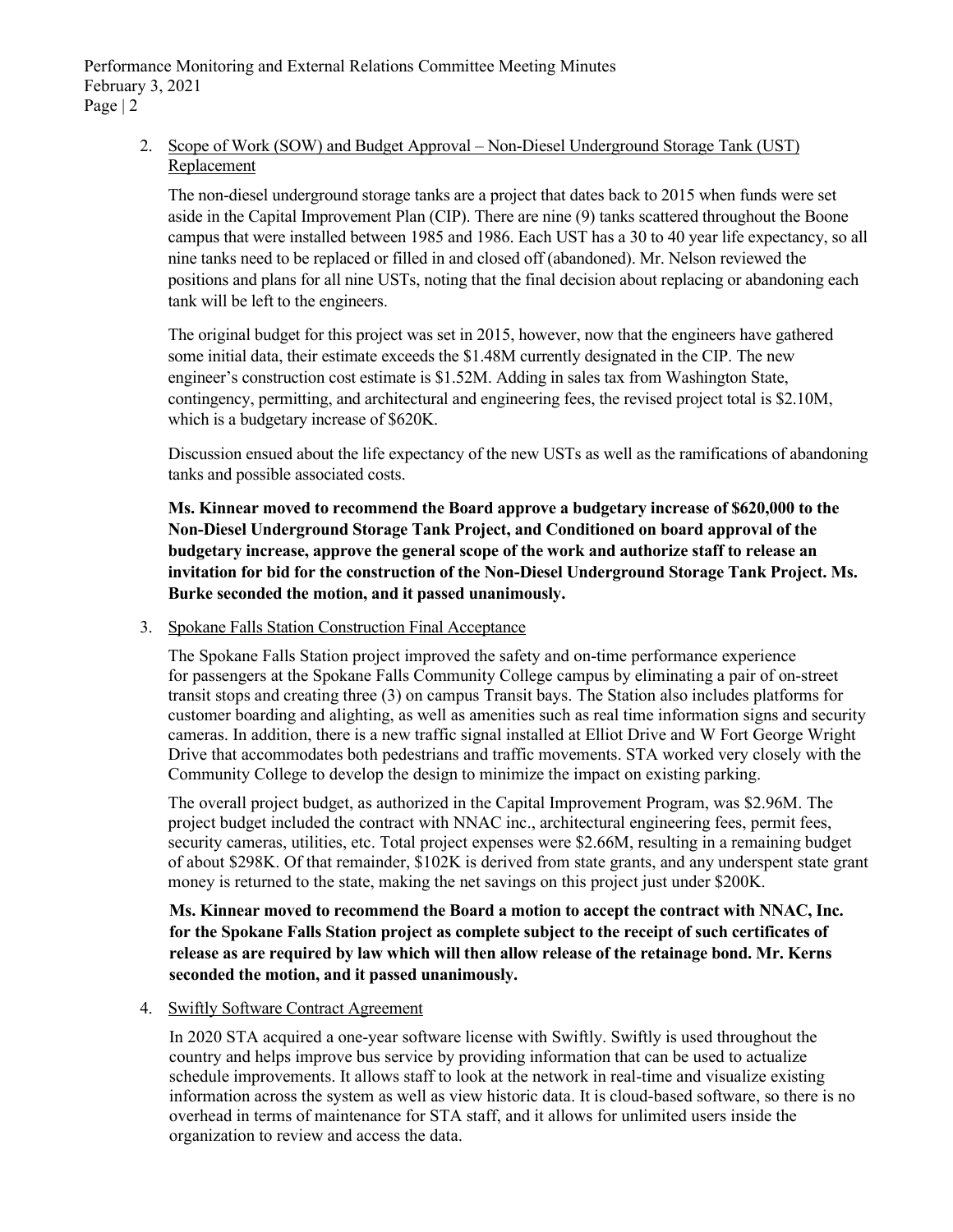2. Scope of Work (SOW) and Budget Approval – Non-Diesel Underground Storage Tank (UST) Replacement

   The non-diesel underground storage tanks are a project that dates back to 2015 when funds were set aside in the Capital Improvement Plan (CIP). There are nine (9) tanks scattered throughout the Boone campus that were installed between 1985 and 1986. Each UST has a 30 to 40 year life expectancy, so all nine tanks need to be replaced or filled in and closed off (abandoned). Mr. Nelson reviewed the positions and plans for all nine USTs, noting that the final decision about replacing or abandoning each tank will be left to the engineers.

   The original budget for this project was set in 2015, however, now that the engineers have gathered some initial data, their estimate exceeds the $1.48M currently designated in the CIP. The new engineer's construction cost estimate is $1.52M. Adding in sales tax from Washington State, contingency, permitting, and architectural and engineering fees, the revised project total is $2.10M, which is a budgetary increase of $620K.

   Discussion ensued about the life expectancy of the new USTs as well as the ramifications of abandoning tanks and possible associated costs.

   **Ms. Kinnear moved to recommend the Board approve a budgetary increase of $620,000 to the Non-Diesel Underground Storage Tank Project, and Conditioned on board approval of the budgetary increase, approve the general scope of the work and authorize staff to release an invitation for bid for the construction of the Non-Diesel Underground Storage Tank Project. Ms. Burke seconded the motion, and it passed unanimously.**

3. Spokane Falls Station Construction Final Acceptance

   The Spokane Falls Station project improved the safety and on-time performance experience for passengers at the Spokane Falls Community College campus by eliminating a pair of on-street transit stops and creating three (3) on campus Transit bays. The Station also includes platforms for customer boarding and alighting, as well as amenities such as real time information signs and security cameras. In addition, there is a new traffic signal installed at Elliot Drive and W Fort George Wright Drive that accommodates both pedestrians and traffic movements. STA worked very closely with the Community College to develop the design to minimize the impact on existing parking.

   The overall project budget, as authorized in the Capital Improvement Program, was $2.96M. The project budget included the contract with NNAC inc., architectural engineering fees, permit fees, security cameras, utilities, etc. Total project expenses were $2.66M, resulting in a remaining budget of about $298K. Of that remainder, $102K is derived from state grants, and any underspent state grant money is returned to the state, making the net savings on this project just under $200K.

   **Ms. Kinnear moved to recommend the Board a motion to accept the contract with NNAC, Inc. for the Spokane Falls Station project as complete subject to the receipt of such certificates of release as are required by law which will then allow release of the retainage bond. Mr. Kerns seconded the motion, and it passed unanimously.**

4. Swiftly Software Contract Agreement

   In 2020 STA acquired a one-year software license with Swiftly. Swiftly is used throughout the country and helps improve bus service by providing information that can be used to actualize schedule improvements. It allows staff to look at the network in real-time and visualize existing information across the system as well as view historic data. It is cloud-based software, so there is no overhead in terms of maintenance for STA staff, and it allows for unlimited users inside the organization to review and access the data.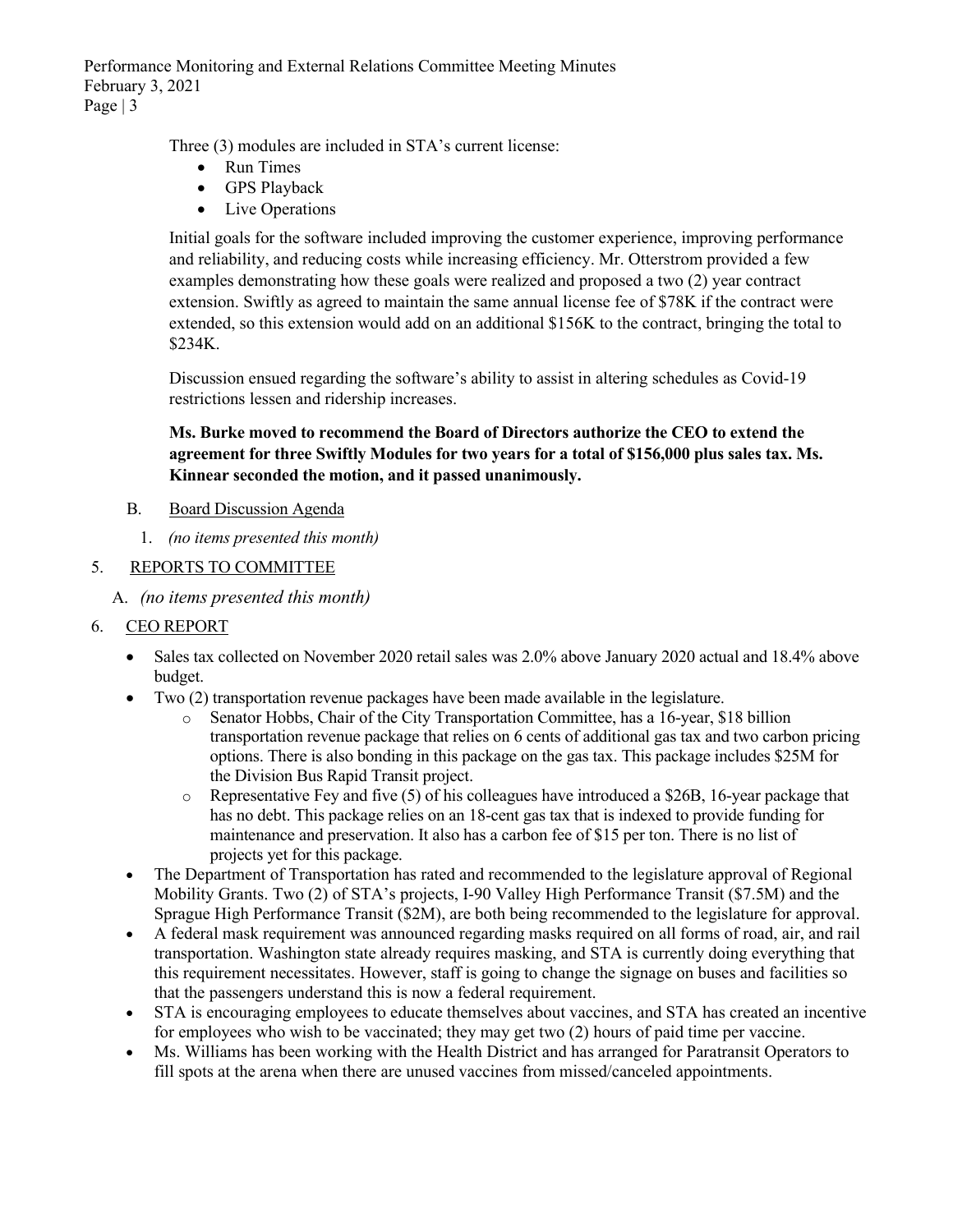Three (3) modules are included in STA's current license:

- Run Times
- GPS Playback
- Live Operations

Initial goals for the software included improving the customer experience, improving performance and reliability, and reducing costs while increasing efficiency. Mr. Otterstrom provided a few examples demonstrating how these goals were realized and proposed a two (2) year contract extension. Swiftly as agreed to maintain the same annual license fee of $78K if the contract were extended, so this extension would add on an additional $156K to the contract, bringing the total to $234K.

Discussion ensued regarding the software's ability to assist in altering schedules as Covid-19 restrictions lessen and ridership increases.

**Ms. Burke moved to recommend the Board of Directors authorize the CEO to extend the agreement for three Swiftly Modules for two years for a total of $156,000 plus sales tax. Ms. Kinnear seconded the motion, and it passed unanimously.**

B. Board Discussion Agenda

1. *(no items presented this month)*

5. REPORTS TO COMMITTEE

A. *(no items presented this month)*

6. CEO REPORT

- Sales tax collected on November 2020 retail sales was 2.0% above January 2020 actual and 18.4% above budget.
- Two (2) transportation revenue packages have been made available in the legislature.
  - Senator Hobbs, Chair of the City Transportation Committee, has a 16-year, $18 billion transportation revenue package that relies on 6 cents of additional gas tax and two carbon pricing options. There is also bonding in this package on the gas tax. This package includes $25M for the Division Bus Rapid Transit project.
  - Representative Fey and five (5) of his colleagues have introduced a $26B, 16-year package that has no debt. This package relies on an 18-cent gas tax that is indexed to provide funding for maintenance and preservation. It also has a carbon fee of $15 per ton. There is no list of projects yet for this package.
- The Department of Transportation has rated and recommended to the legislature approval of Regional Mobility Grants. Two (2) of STA's projects, I-90 Valley High Performance Transit ($7.5M) and the Sprague High Performance Transit ($2M), are both being recommended to the legislature for approval.
- A federal mask requirement was announced regarding masks required on all forms of road, air, and rail transportation. Washington state already requires masking, and STA is currently doing everything that this requirement necessitates. However, staff is going to change the signage on buses and facilities so that the passengers understand this is now a federal requirement.
- STA is encouraging employees to educate themselves about vaccines, and STA has created an incentive for employees who wish to be vaccinated; they may get two (2) hours of paid time per vaccine.
- Ms. Williams has been working with the Health District and has arranged for Paratransit Operators to fill spots at the arena when there are unused vaccines from missed/canceled appointments.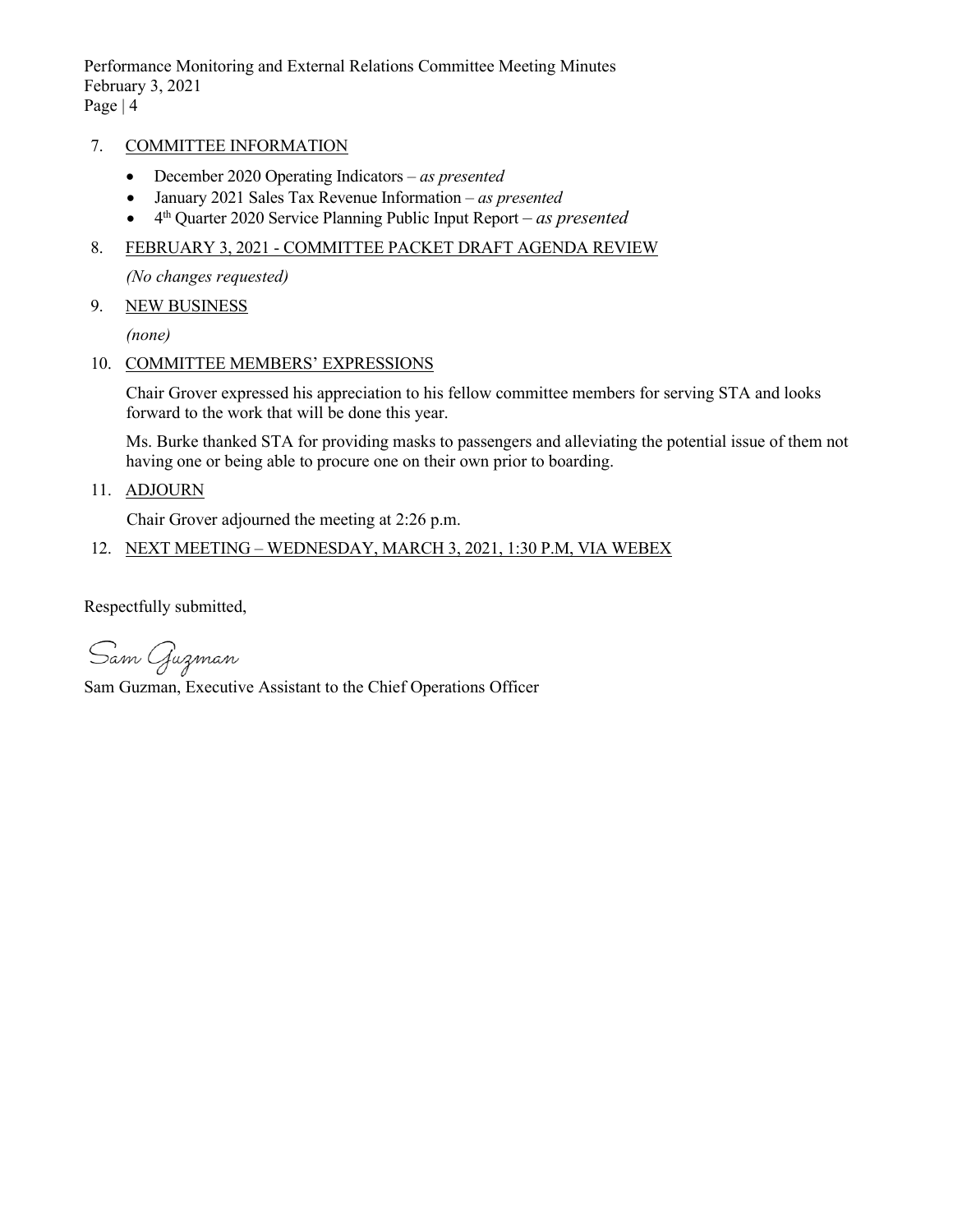7. COMMITTEE INFORMATION

- December 2020 Operating Indicators – *as presented*
- January 2021 Sales Tax Revenue Information – *as presented*
- 4th Quarter 2020 Service Planning Public Input Report – *as presented*

8. FEBRUARY 3, 2021 - COMMITTEE PACKET DRAFT AGENDA REVIEW

*(No changes requested)*

9. NEW BUSINESS

*(none)*

10. COMMITTEE MEMBERS' EXPRESSIONS

Chair Grover expressed his appreciation to his fellow committee members for serving STA and looks forward to the work that will be done this year.

Ms. Burke thanked STA for providing masks to passengers and alleviating the potential issue of them not having one or being able to procure one on their own prior to boarding.

11. ADJOURN

Chair Grover adjourned the meeting at 2:26 p.m.

12. NEXT MEETING – WEDNESDAY, MARCH 3, 2021, 1:30 P.M, VIA WEBEX

Respectfully submitted,

*Sam Guzman*

Sam Guzman, Executive Assistant to the Chief Operations Officer